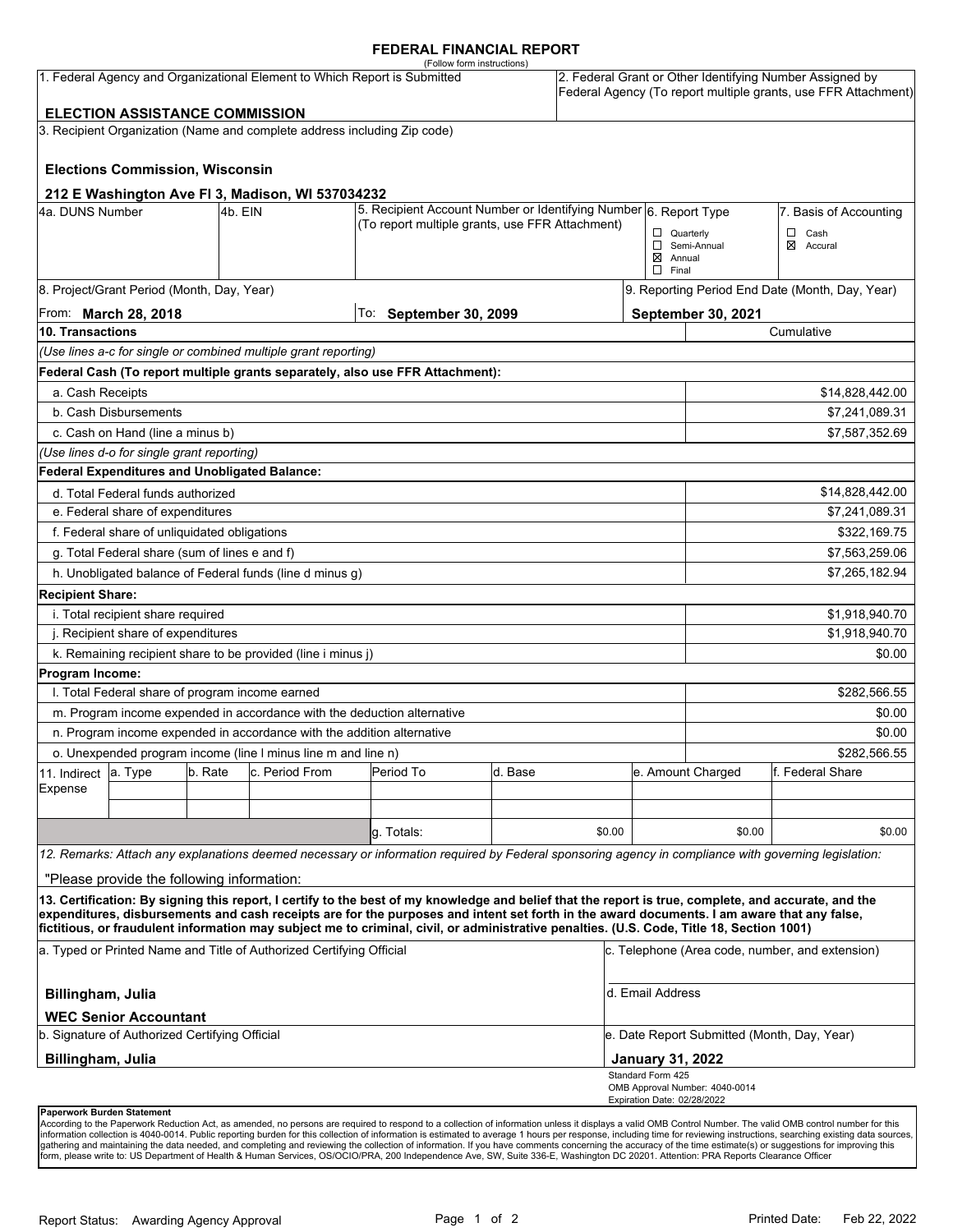# FEDERAL FINANCIAL REPORT

(Follow form instructions)

| 1. Federal Agency and Organizational Element to Which Report is Submitted | 2. Federal Grant or Other Identifying Number Assigned by Federal Agency (To report multiple grants, use FFR Attachment) |
|---|---|
| **ELECTION ASSISTANCE COMMISSION** | |

3. Recipient Organization (Name and complete address including Zip code)

**Elections Commission, Wisconsin**

**212 E Washington Ave Fl 3, Madison, WI 537034232**

| 4a. DUNS Number | 4b. EIN | 5. Recipient Account Number or Identifying Number (To report multiple grants, use FFR Attachment) | 6. Report Type | 7. Basis of Accounting |
|---|---|---|---|---|
| | | | ☐ Quarterly<br>☐ Semi-Annual<br>☒ Annual<br>☐ Final | ☐ Cash<br>☒ Accural |

| 8. Project/Grant Period (Month, Day, Year) | | 9. Reporting Period End Date (Month, Day, Year) |
|---|---|---|
| From: **March 28, 2018** | To: **September 30, 2099** | **September 30, 2021** |

| 10. Transactions | Cumulative |
|---|---|
| *(Use lines a-c for single or combined multiple grant reporting)* | |
| **Federal Cash (To report multiple grants separately, also use FFR Attachment):** | |
| a. Cash Receipts | $14,828,442.00 |
| b. Cash Disbursements | $7,241,089.31 |
| c. Cash on Hand (line a minus b) | $7,587,352.69 |
| *(Use lines d-o for single grant reporting)* | |
| **Federal Expenditures and Unobligated Balance:** | |
| d. Total Federal funds authorized | $14,828,442.00 |
| e. Federal share of expenditures | $7,241,089.31 |
| f. Federal share of unliquidated obligations | $322,169.75 |
| g. Total Federal share (sum of lines e and f) | $7,563,259.06 |
| h. Unobligated balance of Federal funds (line d minus g) | $7,265,182.94 |
| **Recipient Share:** | |
| i. Total recipient share required | $1,918,940.70 |
| j. Recipient share of expenditures | $1,918,940.70 |
| k. Remaining recipient share to be provided (line i minus j) | $0.00 |
| **Program Income:** | |
| l. Total Federal share of program income earned | $282,566.55 |
| m. Program income expended in accordance with the deduction alternative | $0.00 |
| n. Program income expended in accordance with the addition alternative | $0.00 |
| o. Unexpended program income (line l minus line m and line n) | $282,566.55 |

| 11. Indirect Expense | a. Type | b. Rate | c. Period From | Period To | d. Base | e. Amount Charged | f. Federal Share |
|---|---|---|---|---|---|---|---|
| | | | | | | | |
| | | | | | | | |
| | | | | g. Totals: | $0.00 | $0.00 | $0.00 |

*12. Remarks: Attach any explanations deemed necessary or information required by Federal sponsoring agency in compliance with governing legislation:*

"Please provide the following information:

**13. Certification: By signing this report, I certify to the best of my knowledge and belief that the report is true, complete, and accurate, and the expenditures, disbursements and cash receipts are for the purposes and intent set forth in the award documents. I am aware that any false, fictitious, or fraudulent information may subject me to criminal, civil, or administrative penalties. (U.S. Code, Title 18, Section 1001)**

| a. Typed or Printed Name and Title of Authorized Certifying Official | c. Telephone (Area code, number, and extension) |
|---|---|
| **Billingham, Julia**<br>**WEC Senior Accountant** | d. Email Address |
| b. Signature of Authorized Certifying Official | e. Date Report Submitted (Month, Day, Year) |
| **Billingham, Julia** | **January 31, 2022** |

Standard Form 425
OMB Approval Number: 4040-0014
Expiration Date: 02/28/2022

**Paperwork Burden Statement**

According to the Paperwork Reduction Act, as amended, no persons are required to respond to a collection of information unless it displays a valid OMB Control Number. The valid OMB control number for this information collection is 4040-0014. Public reporting burden for this collection of information is estimated to average 1 hours per response, including time for reviewing instructions, searching existing data sources, gathering and maintaining the data needed, and completing and reviewing the collection of information. If you have comments concerning the accuracy of the time estimate(s) or suggestions for improving this form, please write to: US Department of Health & Human Services, OS/OCIO/PRA, 200 Independence Ave, SW, Suite 336-E, Washington DC 20201. Attention: PRA Reports Clearance Officer

Report Status: Awarding Agency Approval

Printed Date: Feb 22, 2022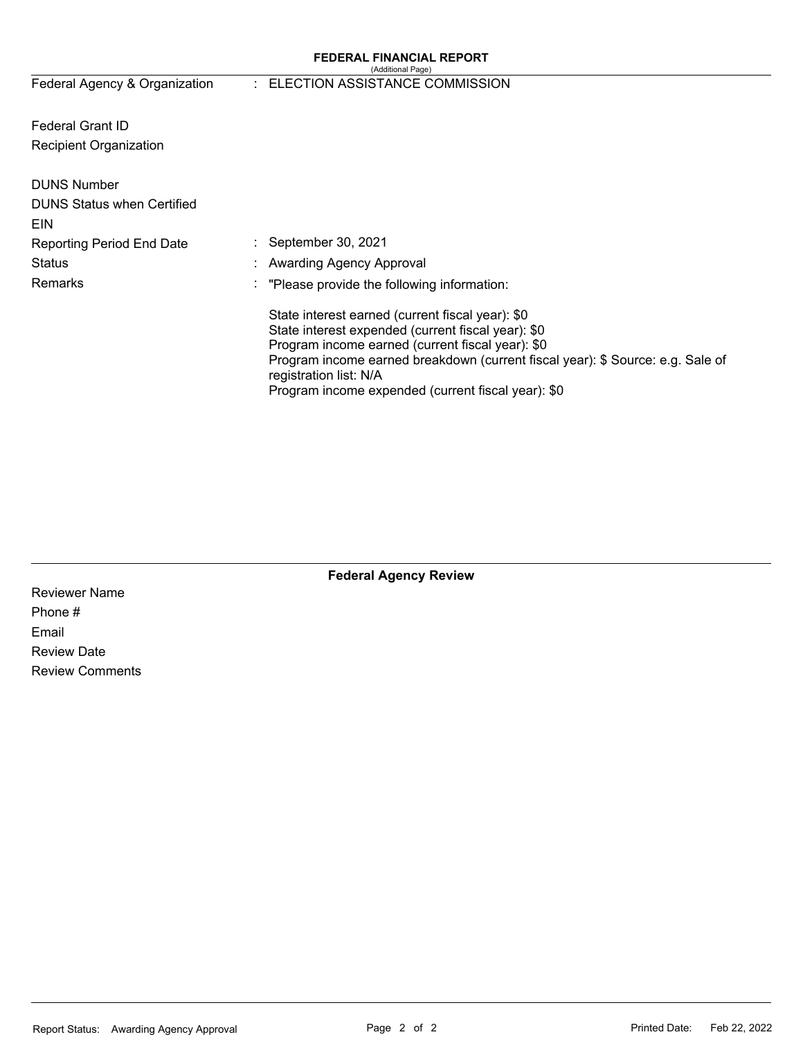## FEDERAL FINANCIAL REPORT

(Additional Page)

| | | |
|---|---|---|
| Federal Agency & Organization | : | ELECTION ASSISTANCE COMMISSION |
| Federal Grant ID | | |
| Recipient Organization | | |
| DUNS Number | | |
| DUNS Status when Certified | | |
| EIN | | |
| Reporting Period End Date | : | September 30, 2021 |
| Status | : | Awarding Agency Approval |
| Remarks | : | "Please provide the following information: |

State interest earned (current fiscal year): $0
State interest expended (current fiscal year): $0
Program income earned (current fiscal year): $0
Program income earned breakdown (current fiscal year): $ Source: e.g. Sale of registration list: N/A
Program income expended (current fiscal year): $0

### Federal Agency Review

Reviewer Name

Phone #

Email

Review Date

Review Comments

Report Status: Awarding Agency Approval

Printed Date: Feb 22, 2022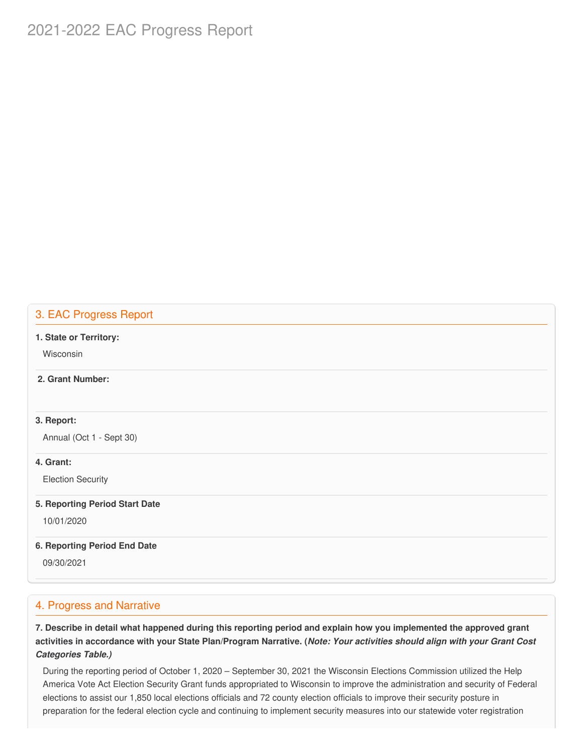## 3. EAC Progress Report

**1. State or Territory:**

Wisconsin

**2. Grant Number:**

**3. Report:**

Annual (Oct 1 - Sept 30)

**4. Grant:**

Election Security

**5. Reporting Period Start Date**

10/01/2020

**6. Reporting Period End Date**

09/30/2021

## 4. Progress and Narrative

**7. Describe in detail what happened during this reporting period and explain how you implemented the approved grant activities in accordance with your State Plan/Program Narrative. (*Note: Your activities should align with your Grant Cost Categories Table.)***

During the reporting period of October 1, 2020 – September 30, 2021 the Wisconsin Elections Commission utilized the Help America Vote Act Election Security Grant funds appropriated to Wisconsin to improve the administration and security of Federal elections to assist our 1,850 local elections officials and 72 county election officials to improve their security posture in preparation for the federal election cycle and continuing to implement security measures into our statewide voter registration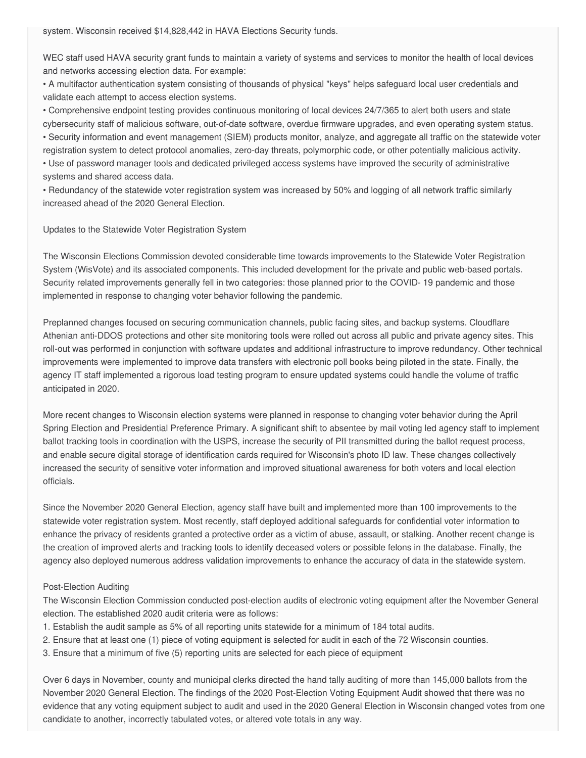system. Wisconsin received $14,828,442 in HAVA Elections Security funds.

WEC staff used HAVA security grant funds to maintain a variety of systems and services to monitor the health of local devices and networks accessing election data. For example:

- A multifactor authentication system consisting of thousands of physical "keys" helps safeguard local user credentials and validate each attempt to access election systems.
- Comprehensive endpoint testing provides continuous monitoring of local devices 24/7/365 to alert both users and state cybersecurity staff of malicious software, out-of-date software, overdue firmware upgrades, and even operating system status.
- Security information and event management (SIEM) products monitor, analyze, and aggregate all traffic on the statewide voter registration system to detect protocol anomalies, zero-day threats, polymorphic code, or other potentially malicious activity.
- Use of password manager tools and dedicated privileged access systems have improved the security of administrative systems and shared access data.
- Redundancy of the statewide voter registration system was increased by 50% and logging of all network traffic similarly increased ahead of the 2020 General Election.

Updates to the Statewide Voter Registration System

The Wisconsin Elections Commission devoted considerable time towards improvements to the Statewide Voter Registration System (WisVote) and its associated components. This included development for the private and public web-based portals. Security related improvements generally fell in two categories: those planned prior to the COVID- 19 pandemic and those implemented in response to changing voter behavior following the pandemic.

Preplanned changes focused on securing communication channels, public facing sites, and backup systems. Cloudflare Athenian anti-DDOS protections and other site monitoring tools were rolled out across all public and private agency sites. This roll-out was performed in conjunction with software updates and additional infrastructure to improve redundancy. Other technical improvements were implemented to improve data transfers with electronic poll books being piloted in the state. Finally, the agency IT staff implemented a rigorous load testing program to ensure updated systems could handle the volume of traffic anticipated in 2020.

More recent changes to Wisconsin election systems were planned in response to changing voter behavior during the April Spring Election and Presidential Preference Primary. A significant shift to absentee by mail voting led agency staff to implement ballot tracking tools in coordination with the USPS, increase the security of PII transmitted during the ballot request process, and enable secure digital storage of identification cards required for Wisconsin's photo ID law. These changes collectively increased the security of sensitive voter information and improved situational awareness for both voters and local election officials.

Since the November 2020 General Election, agency staff have built and implemented more than 100 improvements to the statewide voter registration system. Most recently, staff deployed additional safeguards for confidential voter information to enhance the privacy of residents granted a protective order as a victim of abuse, assault, or stalking. Another recent change is the creation of improved alerts and tracking tools to identify deceased voters or possible felons in the database. Finally, the agency also deployed numerous address validation improvements to enhance the accuracy of data in the statewide system.

Post-Election Auditing

The Wisconsin Election Commission conducted post-election audits of electronic voting equipment after the November General election. The established 2020 audit criteria were as follows:

1. Establish the audit sample as 5% of all reporting units statewide for a minimum of 184 total audits.
2. Ensure that at least one (1) piece of voting equipment is selected for audit in each of the 72 Wisconsin counties.
3. Ensure that a minimum of five (5) reporting units are selected for each piece of equipment

Over 6 days in November, county and municipal clerks directed the hand tally auditing of more than 145,000 ballots from the November 2020 General Election. The findings of the 2020 Post-Election Voting Equipment Audit showed that there was no evidence that any voting equipment subject to audit and used in the 2020 General Election in Wisconsin changed votes from one candidate to another, incorrectly tabulated votes, or altered vote totals in any way.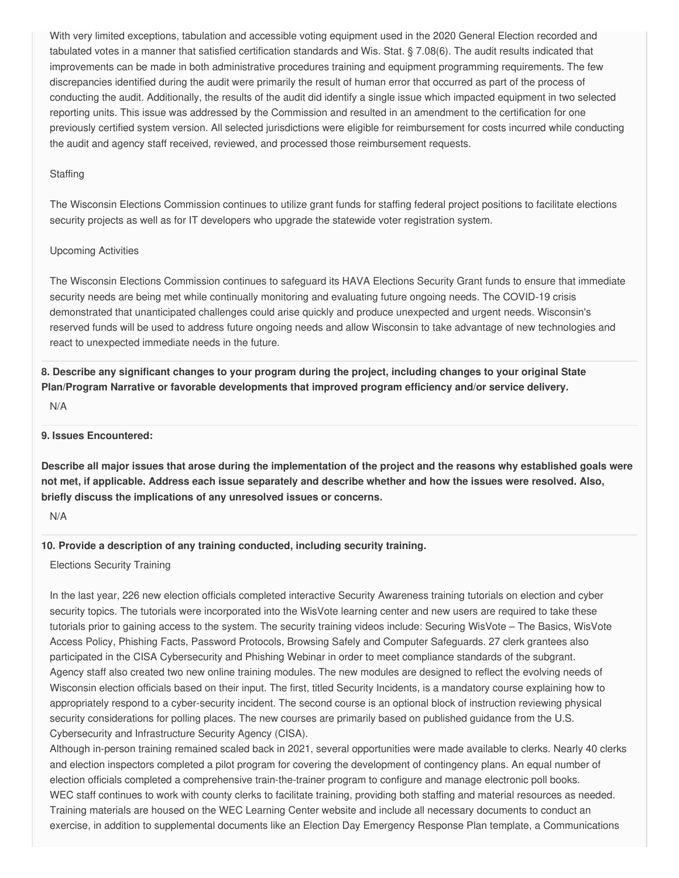With very limited exceptions, tabulation and accessible voting equipment used in the 2020 General Election recorded and tabulated votes in a manner that satisfied certification standards and Wis. Stat. § 7.08(6). The audit results indicated that improvements can be made in both administrative procedures training and equipment programming requirements. The few discrepancies identified during the audit were primarily the result of human error that occurred as part of the process of conducting the audit. Additionally, the results of the audit did identify a single issue which impacted equipment in two selected reporting units. This issue was addressed by the Commission and resulted in an amendment to the certification for one previously certified system version. All selected jurisdictions were eligible for reimbursement for costs incurred while conducting the audit and agency staff received, reviewed, and processed those reimbursement requests.

Staffing

The Wisconsin Elections Commission continues to utilize grant funds for staffing federal project positions to facilitate elections security projects as well as for IT developers who upgrade the statewide voter registration system.

Upcoming Activities

The Wisconsin Elections Commission continues to safeguard its HAVA Elections Security Grant funds to ensure that immediate security needs are being met while continually monitoring and evaluating future ongoing needs. The COVID-19 crisis demonstrated that unanticipated challenges could arise quickly and produce unexpected and urgent needs. Wisconsin's reserved funds will be used to address future ongoing needs and allow Wisconsin to take advantage of new technologies and react to unexpected immediate needs in the future.

**8. Describe any significant changes to your program during the project, including changes to your original State Plan/Program Narrative or favorable developments that improved program efficiency and/or service delivery.**

N/A

**9. Issues Encountered:**

**Describe all major issues that arose during the implementation of the project and the reasons why established goals were not met, if applicable. Address each issue separately and describe whether and how the issues were resolved. Also, briefly discuss the implications of any unresolved issues or concerns.**

N/A

**10. Provide a description of any training conducted, including security training.**

Elections Security Training

In the last year, 226 new election officials completed interactive Security Awareness training tutorials on election and cyber security topics. The tutorials were incorporated into the WisVote learning center and new users are required to take these tutorials prior to gaining access to the system. The security training videos include: Securing WisVote – The Basics, WisVote Access Policy, Phishing Facts, Password Protocols, Browsing Safely and Computer Safeguards. 27 clerk grantees also participated in the CISA Cybersecurity and Phishing Webinar in order to meet compliance standards of the subgrant.
Agency staff also created two new online training modules. The new modules are designed to reflect the evolving needs of Wisconsin election officials based on their input. The first, titled Security Incidents, is a mandatory course explaining how to appropriately respond to a cyber-security incident. The second course is an optional block of instruction reviewing physical security considerations for polling places. The new courses are primarily based on published guidance from the U.S. Cybersecurity and Infrastructure Security Agency (CISA).
Although in-person training remained scaled back in 2021, several opportunities were made available to clerks. Nearly 40 clerks and election inspectors completed a pilot program for covering the development of contingency plans. An equal number of election officials completed a comprehensive train-the-trainer program to configure and manage electronic poll books.
WEC staff continues to work with county clerks to facilitate training, providing both staffing and material resources as needed. Training materials are housed on the WEC Learning Center website and include all necessary documents to conduct an exercise, in addition to supplemental documents like an Election Day Emergency Response Plan template, a Communications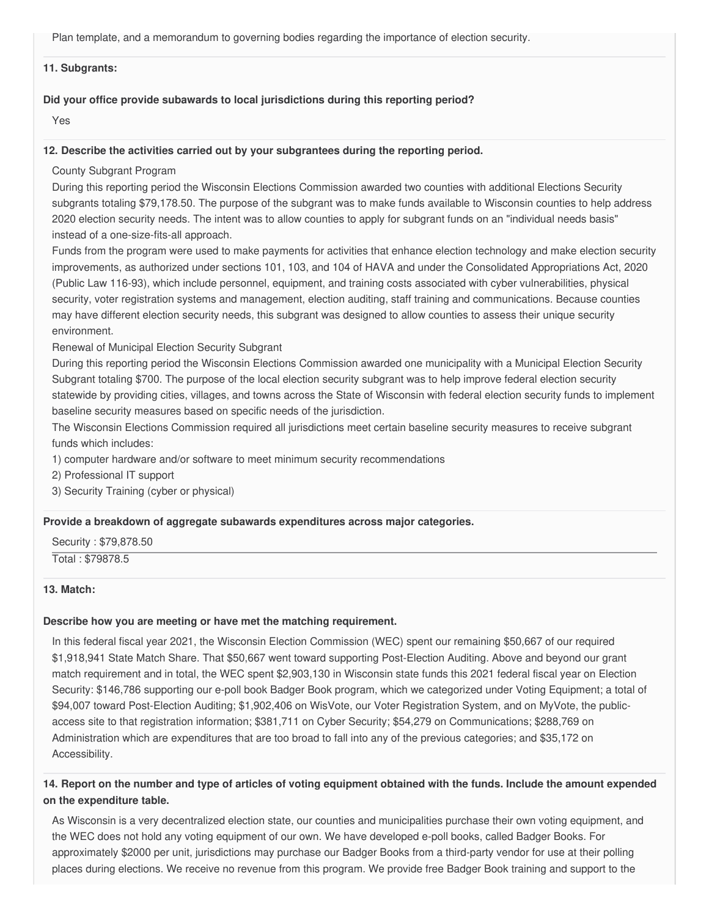Plan template, and a memorandum to governing bodies regarding the importance of election security.

**11. Subgrants:**

**Did your office provide subawards to local jurisdictions during this reporting period?**

Yes

**12. Describe the activities carried out by your subgrantees during the reporting period.**

County Subgrant Program

During this reporting period the Wisconsin Elections Commission awarded two counties with additional Elections Security subgrants totaling $79,178.50. The purpose of the subgrant was to make funds available to Wisconsin counties to help address 2020 election security needs. The intent was to allow counties to apply for subgrant funds on an "individual needs basis" instead of a one-size-fits-all approach.

Funds from the program were used to make payments for activities that enhance election technology and make election security improvements, as authorized under sections 101, 103, and 104 of HAVA and under the Consolidated Appropriations Act, 2020 (Public Law 116-93), which include personnel, equipment, and training costs associated with cyber vulnerabilities, physical security, voter registration systems and management, election auditing, staff training and communications. Because counties may have different election security needs, this subgrant was designed to allow counties to assess their unique security environment.

Renewal of Municipal Election Security Subgrant

During this reporting period the Wisconsin Elections Commission awarded one municipality with a Municipal Election Security Subgrant totaling $700. The purpose of the local election security subgrant was to help improve federal election security statewide by providing cities, villages, and towns across the State of Wisconsin with federal election security funds to implement baseline security measures based on specific needs of the jurisdiction.

The Wisconsin Elections Commission required all jurisdictions meet certain baseline security measures to receive subgrant funds which includes:

1) computer hardware and/or software to meet minimum security recommendations
2) Professional IT support
3) Security Training (cyber or physical)

**Provide a breakdown of aggregate subawards expenditures across major categories.**

Security : $79,878.50

Total : $79878.5

**13. Match:**

**Describe how you are meeting or have met the matching requirement.**

In this federal fiscal year 2021, the Wisconsin Election Commission (WEC) spent our remaining $50,667 of our required $1,918,941 State Match Share. That $50,667 went toward supporting Post-Election Auditing. Above and beyond our grant match requirement and in total, the WEC spent $2,903,130 in Wisconsin state funds this 2021 federal fiscal year on Election Security: $146,786 supporting our e-poll book Badger Book program, which we categorized under Voting Equipment; a total of $94,007 toward Post-Election Auditing; $1,902,406 on WisVote, our Voter Registration System, and on MyVote, the public-access site to that registration information; $381,711 on Cyber Security; $54,279 on Communications; $288,769 on Administration which are expenditures that are too broad to fall into any of the previous categories; and $35,172 on Accessibility.

**14. Report on the number and type of articles of voting equipment obtained with the funds. Include the amount expended on the expenditure table.**

As Wisconsin is a very decentralized election state, our counties and municipalities purchase their own voting equipment, and the WEC does not hold any voting equipment of our own. We have developed e-poll books, called Badger Books. For approximately $2000 per unit, jurisdictions may purchase our Badger Books from a third-party vendor for use at their polling places during elections. We receive no revenue from this program. We provide free Badger Book training and support to the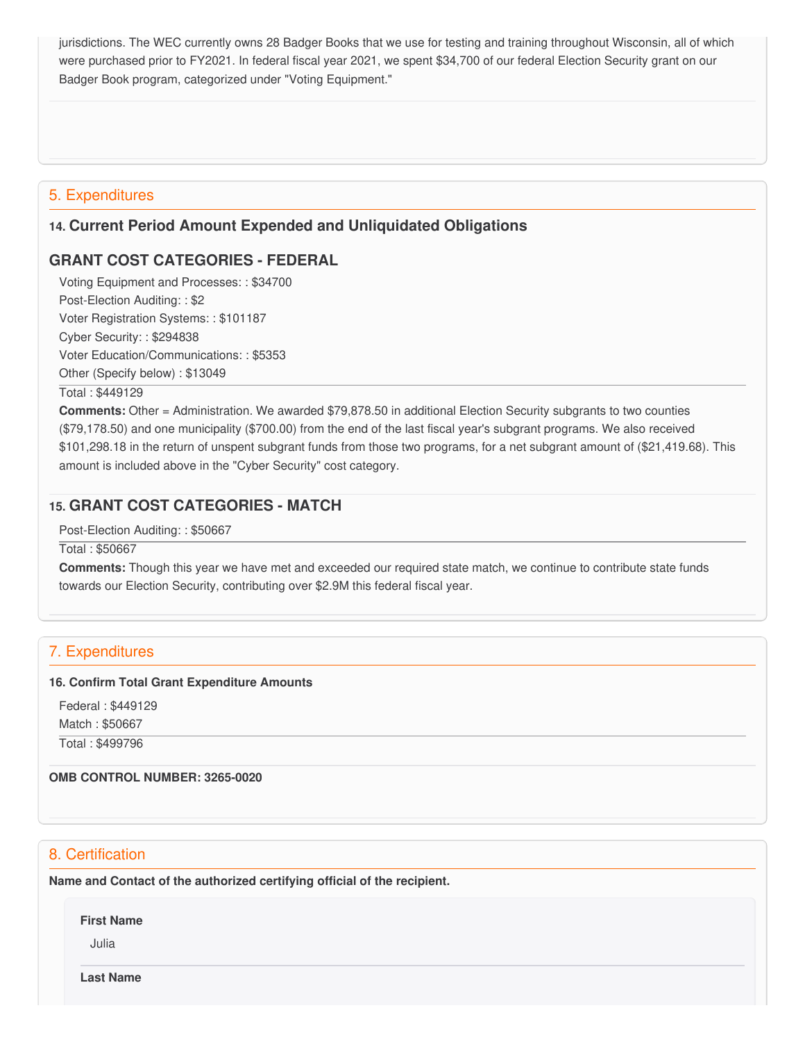jurisdictions. The WEC currently owns 28 Badger Books that we use for testing and training throughout Wisconsin, all of which were purchased prior to FY2021. In federal fiscal year 2021, we spent $34,700 of our federal Election Security grant on our Badger Book program, categorized under "Voting Equipment."

## 5. Expenditures

### 14. Current Period Amount Expended and Unliquidated Obligations

### GRANT COST CATEGORIES - FEDERAL

Voting Equipment and Processes: : $34700
Post-Election Auditing: : $2
Voter Registration Systems: : $101187
Cyber Security: : $294838
Voter Education/Communications: : $5353
Other (Specify below) : $13049

Total : $449129

**Comments:** Other = Administration. We awarded $79,878.50 in additional Election Security subgrants to two counties ($79,178.50) and one municipality ($700.00) from the end of the last fiscal year's subgrant programs. We also received $101,298.18 in the return of unspent subgrant funds from those two programs, for a net subgrant amount of ($21,419.68). This amount is included above in the "Cyber Security" cost category.

### 15. GRANT COST CATEGORIES - MATCH

Post-Election Auditing: : $50667

Total : $50667

**Comments:** Though this year we have met and exceeded our required state match, we continue to contribute state funds towards our Election Security, contributing over $2.9M this federal fiscal year.

## 7. Expenditures

**16. Confirm Total Grant Expenditure Amounts**

Federal : $449129
Match : $50667

Total : $499796

**OMB CONTROL NUMBER: 3265-0020**

## 8. Certification

**Name and Contact of the authorized certifying official of the recipient.**

**First Name**

Julia

**Last Name**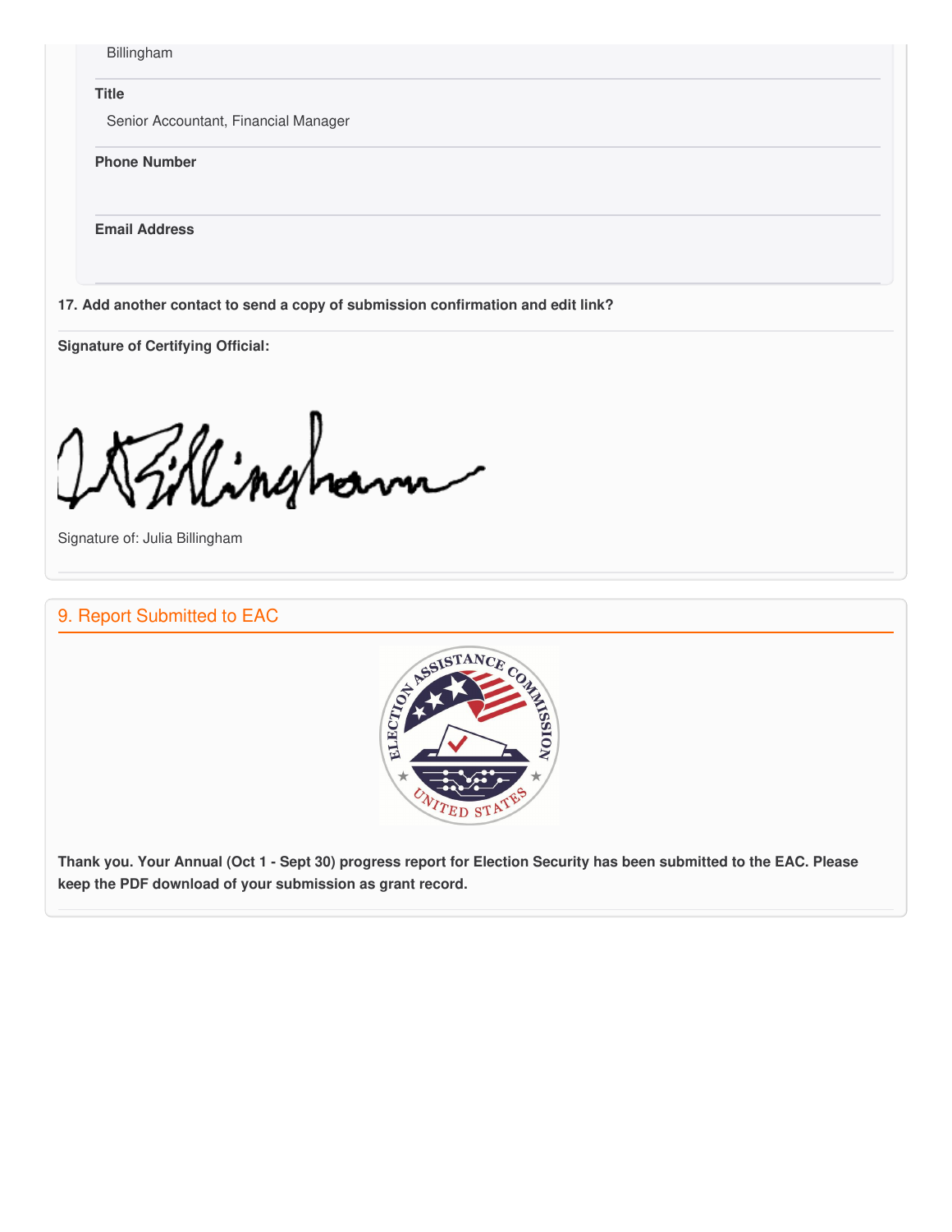Billingham

**Title**

Senior Accountant, Financial Manager

**Phone Number**

**Email Address**

**17. Add another contact to send a copy of submission confirmation and edit link?**

**Signature of Certifying Official:**

Signature of: Julia Billingham

## 9. Report Submitted to EAC

**Thank you. Your Annual (Oct 1 - Sept 30) progress report for Election Security has been submitted to the EAC. Please keep the PDF download of your submission as grant record.**